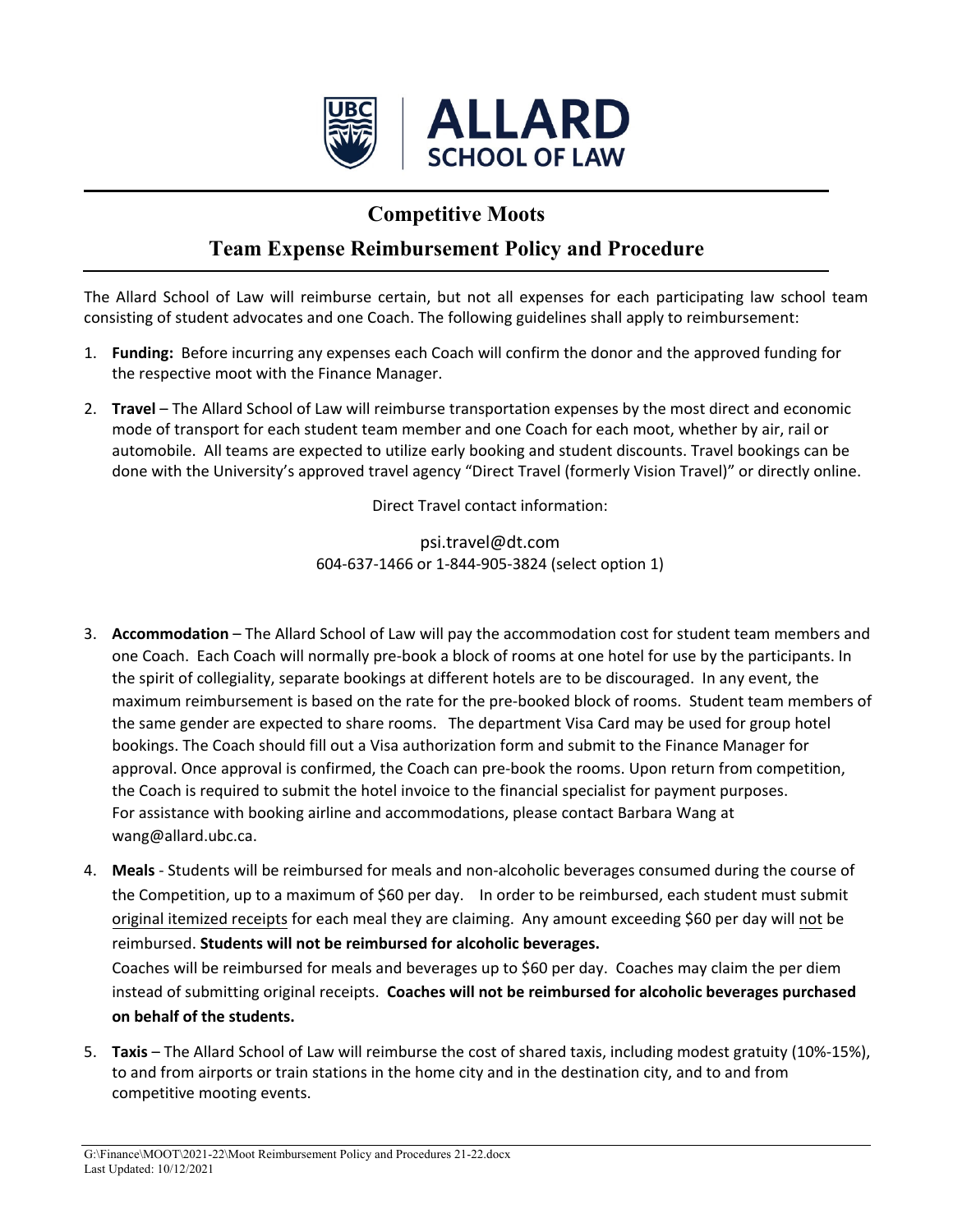# Competitive Moots

## Team Expense Reimbursement Policy and Procedure

The Allard School of Law will reimburse certain, but not all expenses for each participating law school team consisting of student advocates and one Coach. The following guidelines shall apply to reimbursement:

1. **Funding:** Before incurring any expenses each Coach will confirm the donor and the approved funding for the respective moot with the Finance Manager.

2. **Travel** – The Allard School of Law will reimburse transportation expenses by the most direct and economic mode of transport for each student team member and one Coach for each moot, whether by air, rail or automobile. All teams are expected to utilize early booking and student discounts. Travel bookings can be done with the University's approved travel agency "Direct Travel (formerly Vision Travel)" or directly online.

   Direct Travel contact information:

   psi.travel@dt.com
   604-637-1466 or 1-844-905-3824 (select option 1)

3. **Accommodation** – The Allard School of Law will pay the accommodation cost for student team members and one Coach. Each Coach will normally pre-book a block of rooms at one hotel for use by the participants. In the spirit of collegiality, separate bookings at different hotels are to be discouraged. In any event, the maximum reimbursement is based on the rate for the pre-booked block of rooms. Student team members of the same gender are expected to share rooms. The department Visa Card may be used for group hotel bookings. The Coach should fill out a Visa authorization form and submit to the Finance Manager for approval. Once approval is confirmed, the Coach can pre-book the rooms. Upon return from competition, the Coach is required to submit the hotel invoice to the financial specialist for payment purposes. For assistance with booking airline and accommodations, please contact Barbara Wang at wang@allard.ubc.ca.

4. **Meals** - Students will be reimbursed for meals and non-alcoholic beverages consumed during the course of the Competition, up to a maximum of $60 per day. In order to be reimbursed, each student must submit original itemized receipts for each meal they are claiming. Any amount exceeding $60 per day will not be reimbursed. **Students will not be reimbursed for alcoholic beverages.**
   Coaches will be reimbursed for meals and beverages up to $60 per day. Coaches may claim the per diem instead of submitting original receipts. **Coaches will not be reimbursed for alcoholic beverages purchased on behalf of the students.**

5. **Taxis** – The Allard School of Law will reimburse the cost of shared taxis, including modest gratuity (10%-15%), to and from airports or train stations in the home city and in the destination city, and to and from competitive mooting events.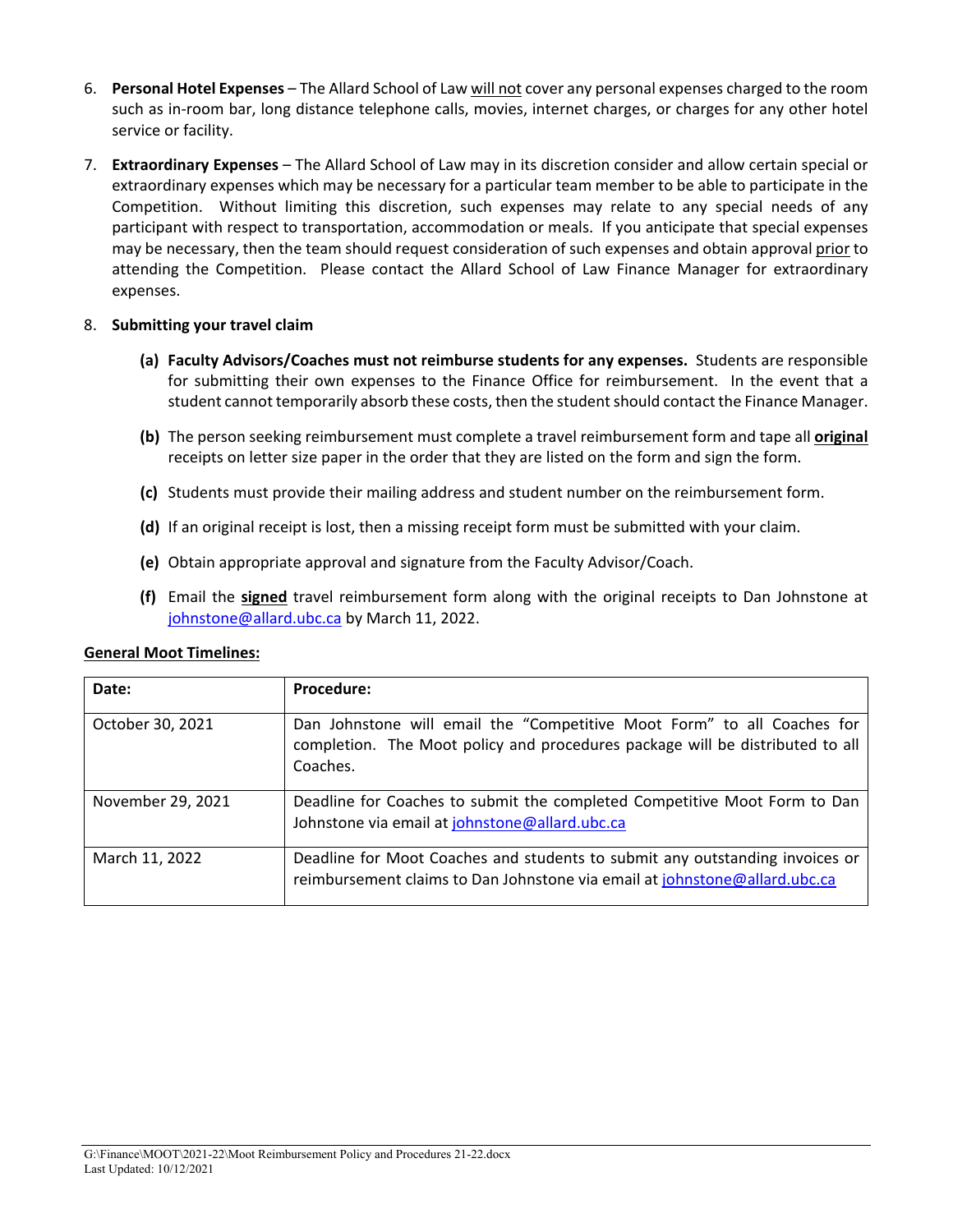6. **Personal Hotel Expenses** – The Allard School of Law will not cover any personal expenses charged to the room such as in-room bar, long distance telephone calls, movies, internet charges, or charges for any other hotel service or facility.

7. **Extraordinary Expenses** – The Allard School of Law may in its discretion consider and allow certain special or extraordinary expenses which may be necessary for a particular team member to be able to participate in the Competition. Without limiting this discretion, such expenses may relate to any special needs of any participant with respect to transportation, accommodation or meals. If you anticipate that special expenses may be necessary, then the team should request consideration of such expenses and obtain approval prior to attending the Competition. Please contact the Allard School of Law Finance Manager for extraordinary expenses.

8. **Submitting your travel claim**

   **(a)** **Faculty Advisors/Coaches must not reimburse students for any expenses.** Students are responsible for submitting their own expenses to the Finance Office for reimbursement. In the event that a student cannot temporarily absorb these costs, then the student should contact the Finance Manager.

   **(b)** The person seeking reimbursement must complete a travel reimbursement form and tape all **original** receipts on letter size paper in the order that they are listed on the form and sign the form.

   **(c)** Students must provide their mailing address and student number on the reimbursement form.

   **(d)** If an original receipt is lost, then a missing receipt form must be submitted with your claim.

   **(e)** Obtain appropriate approval and signature from the Faculty Advisor/Coach.

   **(f)** Email the **signed** travel reimbursement form along with the original receipts to Dan Johnstone at johnstone@allard.ubc.ca by March 11, 2022.

**General Moot Timelines:**

| Date: | Procedure: |
| --- | --- |
| October 30, 2021 | Dan Johnstone will email the "Competitive Moot Form" to all Coaches for completion. The Moot policy and procedures package will be distributed to all Coaches. |
| November 29, 2021 | Deadline for Coaches to submit the completed Competitive Moot Form to Dan Johnstone via email at johnstone@allard.ubc.ca |
| March 11, 2022 | Deadline for Moot Coaches and students to submit any outstanding invoices or reimbursement claims to Dan Johnstone via email at johnstone@allard.ubc.ca |